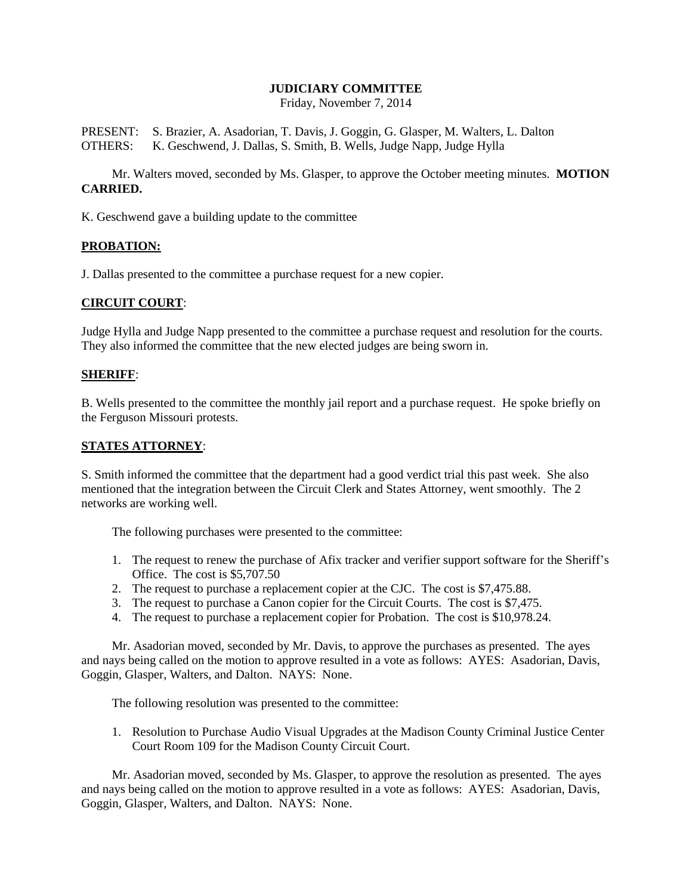# JUDICIARY COMMITTEE

Friday, November 7, 2014

PRESENT: S. Brazier, A. Asadorian, T. Davis, J. Goggin, G. Glasper, M. Walters, L. Dalton
OTHERS: K. Geschwend, J. Dallas, S. Smith, B. Wells, Judge Napp, Judge Hylla

Mr. Walters moved, seconded by Ms. Glasper, to approve the October meeting minutes. **MOTION CARRIED.**

K. Geschwend gave a building update to the committee

## PROBATION:

J. Dallas presented to the committee a purchase request for a new copier.

## CIRCUIT COURT:

Judge Hylla and Judge Napp presented to the committee a purchase request and resolution for the courts. They also informed the committee that the new elected judges are being sworn in.

## SHERIFF:

B. Wells presented to the committee the monthly jail report and a purchase request. He spoke briefly on the Ferguson Missouri protests.

## STATES ATTORNEY:

S. Smith informed the committee that the department had a good verdict trial this past week. She also mentioned that the integration between the Circuit Clerk and States Attorney, went smoothly. The 2 networks are working well.

The following purchases were presented to the committee:

1. The request to renew the purchase of Afix tracker and verifier support software for the Sheriff's Office. The cost is $5,707.50
2. The request to purchase a replacement copier at the CJC. The cost is $7,475.88.
3. The request to purchase a Canon copier for the Circuit Courts. The cost is $7,475.
4. The request to purchase a replacement copier for Probation. The cost is $10,978.24.

Mr. Asadorian moved, seconded by Mr. Davis, to approve the purchases as presented. The ayes and nays being called on the motion to approve resulted in a vote as follows: AYES: Asadorian, Davis, Goggin, Glasper, Walters, and Dalton. NAYS: None.

The following resolution was presented to the committee:

1. Resolution to Purchase Audio Visual Upgrades at the Madison County Criminal Justice Center Court Room 109 for the Madison County Circuit Court.

Mr. Asadorian moved, seconded by Ms. Glasper, to approve the resolution as presented. The ayes and nays being called on the motion to approve resulted in a vote as follows: AYES: Asadorian, Davis, Goggin, Glasper, Walters, and Dalton. NAYS: None.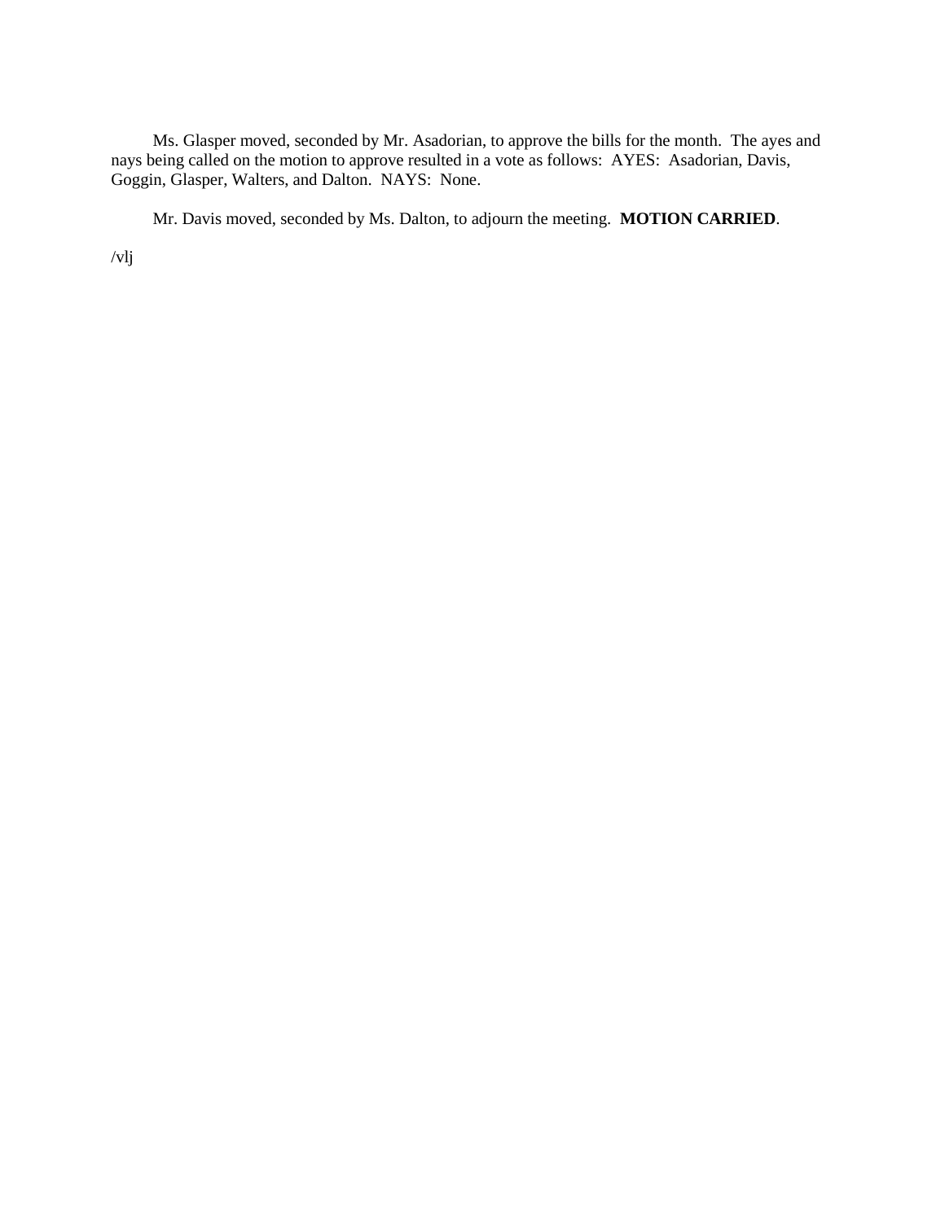Ms. Glasper moved, seconded by Mr. Asadorian, to approve the bills for the month. The ayes and nays being called on the motion to approve resulted in a vote as follows: AYES: Asadorian, Davis, Goggin, Glasper, Walters, and Dalton. NAYS: None.

Mr. Davis moved, seconded by Ms. Dalton, to adjourn the meeting. **MOTION CARRIED**.

/vlj